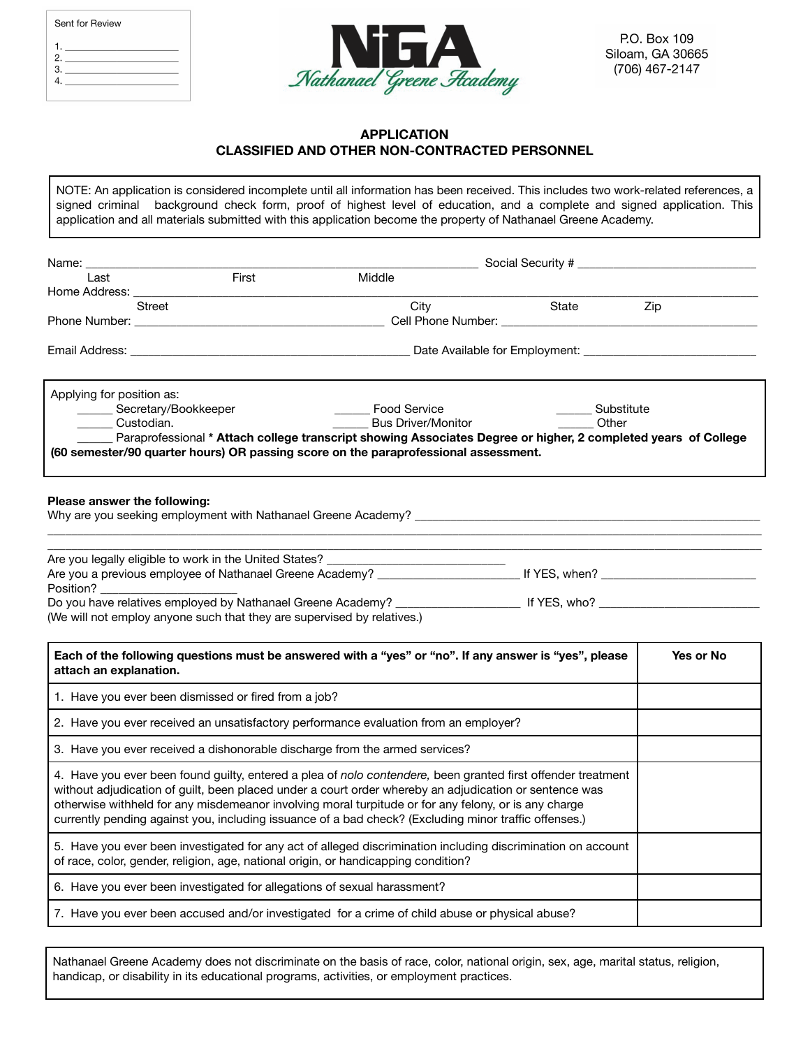Sent for Review

1. ____________________
2. ____________________
3. ____________________
4. ____________________

NGA
Nathanael Greene Academy

P.O. Box 109
Siloam, GA 30665
(706) 467-2147

## APPLICATION
## CLASSIFIED AND OTHER NON-CONTRACTED PERSONNEL

NOTE: An application is considered incomplete until all information has been received. This includes two work-related references, a signed criminal background check form, proof of highest level of education, and a complete and signed application. This application and all materials submitted with this application become the property of Nathanael Greene Academy.

Name: ____________________________________________ Social Security # ______________________
Last First Middle

Home Address: ______________________________________________________________________
Street City State Zip

Phone Number: ______________________________ Cell Phone Number: ______________________________

Email Address: ___________________________________ Date Available for Employment: ______________________

Applying for position as:

_____ Secretary/Bookkeeper _____ Food Service _____ Substitute

_____ Custodian. _____ Bus Driver/Monitor _____ Other

_____ Paraprofessional **\* Attach college transcript showing Associates Degree or higher, 2 completed years of College (60 semester/90 quarter hours) OR passing score on the paraprofessional assessment.**

**Please answer the following:**

Why are you seeking employment with Nathanael Greene Academy? ____________________________________________

______________________________________________________________________________________

______________________________________________________________________________________

Are you legally eligible to work in the United States? ______________________

Are you a previous employee of Nathanael Greene Academy? __________________ If YES, when? ____________________

Position? __________________

Do you have relatives employed by Nathanael Greene Academy? ________________ If YES, who? ____________________

(We will not employ anyone such that they are supervised by relatives.)

| Each of the following questions must be answered with a "yes" or "no". If any answer is "yes", please attach an explanation. | Yes or No |
|---|---|
| 1. Have you ever been dismissed or fired from a job? | |
| 2. Have you ever received an unsatisfactory performance evaluation from an employer? | |
| 3. Have you ever received a dishonorable discharge from the armed services? | |
| 4. Have you ever been found guilty, entered a plea of *nolo contendere,* been granted first offender treatment without adjudication of guilt, been placed under a court order whereby an adjudication or sentence was otherwise withheld for any misdemeanor involving moral turpitude or for any felony, or is any charge currently pending against you, including issuance of a bad check? (Excluding minor traffic offenses.) | |
| 5. Have you ever been investigated for any act of alleged discrimination including discrimination on account of race, color, gender, religion, age, national origin, or handicapping condition? | |
| 6. Have you ever been investigated for allegations of sexual harassment? | |
| 7. Have you ever been accused and/or investigated for a crime of child abuse or physical abuse? | |

Nathanael Greene Academy does not discriminate on the basis of race, color, national origin, sex, age, marital status, religion, handicap, or disability in its educational programs, activities, or employment practices.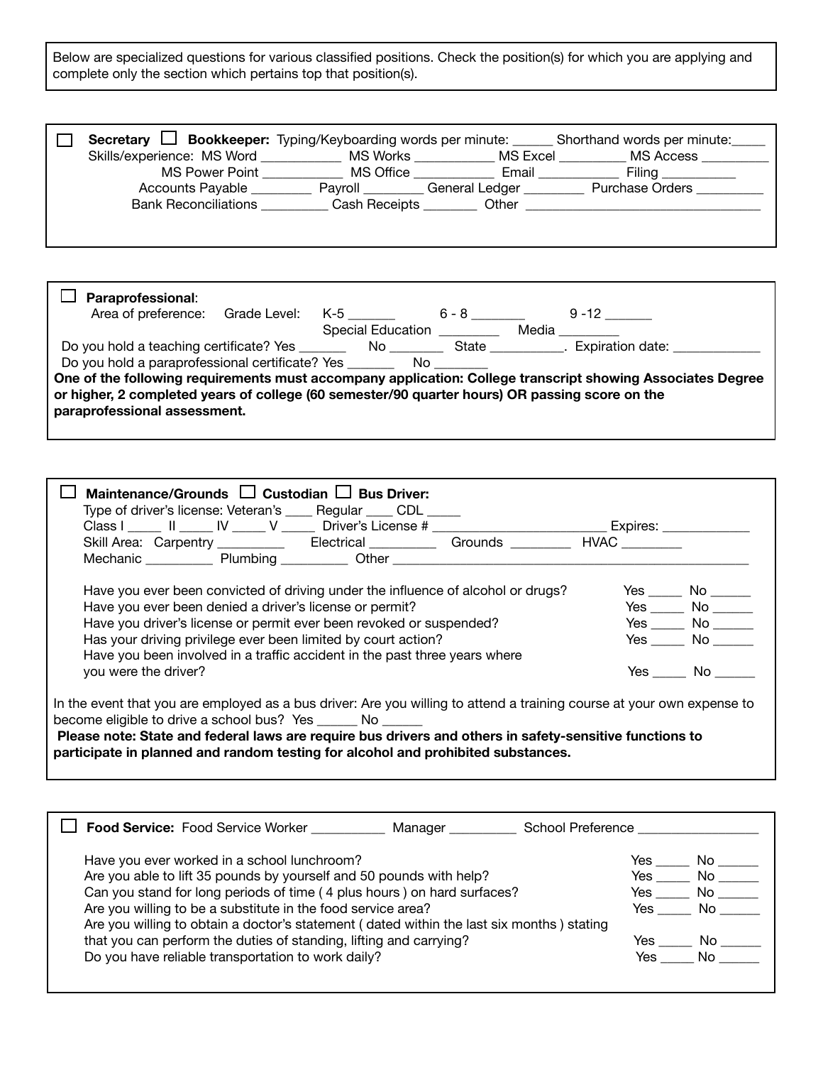Below are specialized questions for various classified positions. Check the position(s) for which you are applying and complete only the section which pertains top that position(s).

---

☐ **Secretary** ☐ **Bookkeeper:** Typing/Keyboarding words per minute: ______ Shorthand words per minute:_____

Skills/experience: MS Word ___________ MS Works ___________ MS Excel _________ MS Access _________

MS Power Point ___________ MS Office ___________ Email ___________ Filing __________

Accounts Payable ________ Payroll ________ General Ledger ________ Purchase Orders _________

Bank Reconciliations _________ Cash Receipts _______ Other _________________________________

---

☐ **Paraprofessional**:

Area of preference: Grade Level: K-5 ______ 6 - 8 _______ 9 -12 ______

Special Education ________ Media ________

Do you hold a teaching certificate? Yes ______ No _______ State __________. Expiration date: ____________

Do you hold a paraprofessional certificate? Yes ______ No _______

**One of the following requirements must accompany application: College transcript showing Associates Degree or higher, 2 completed years of college (60 semester/90 quarter hours) OR passing score on the paraprofessional assessment.**

---

☐ **Maintenance/Grounds** ☐ **Custodian** ☐ **Bus Driver:**

Type of driver's license: Veteran's ____ Regular ____ CDL _____

Class I _____ II _____ IV _____ V _____ Driver's License # ________________________ Expires: ____________

Skill Area: Carpentry _________ Electrical _________ Grounds ________ HVAC ________

Mechanic _________ Plumbing _________ Other ______________________________________________

| | |
|---|---|
| Have you ever been convicted of driving under the influence of alcohol or drugs? | Yes _____ No ______ |
| Have you ever been denied a driver's license or permit? | Yes _____ No ______ |
| Have you driver's license or permit ever been revoked or suspended? | Yes _____ No ______ |
| Has your driving privilege ever been limited by court action? | Yes _____ No ______ |
| Have you been involved in a traffic accident in the past three years where you were the driver? | Yes _____ No ______ |

In the event that you are employed as a bus driver: Are you willing to attend a training course at your own expense to become eligible to drive a school bus? Yes ______ No ______

**Please note: State and federal laws are require bus drivers and others in safety-sensitive functions to participate in planned and random testing for alcohol and prohibited substances.**

---

☐ **Food Service:** Food Service Worker __________ Manager _________ School Preference _________________

| | |
|---|---|
| Have you ever worked in a school lunchroom? | Yes _____ No ______ |
| Are you able to lift 35 pounds by yourself and 50 pounds with help? | Yes _____ No ______ |
| Can you stand for long periods of time ( 4 plus hours ) on hard surfaces? | Yes _____ No ______ |
| Are you willing to be a substitute in the food service area? | Yes _____ No ______ |
| Are you willing to obtain a doctor's statement ( dated within the last six months ) stating that you can perform the duties of standing, lifting and carrying? | Yes _____ No ______ |
| Do you have reliable transportation to work daily? | Yes _____ No ______ |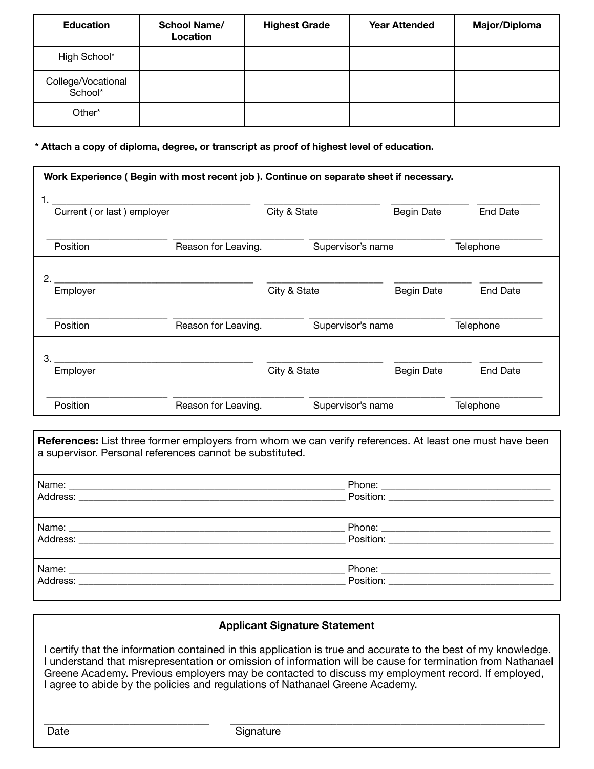| Education | School Name/ Location | Highest Grade | Year Attended | Major/Diploma |
|---|---|---|---|---|
| High School* | | | | |
| College/Vocational School* | | | | |
| Other* | | | | |

**\* Attach a copy of diploma, degree, or transcript as proof of highest level of education.**

**Work Experience ( Begin with most recent job ). Continue on separate sheet if necessary.**

1. ________________________ ________________ __________ __________
Current ( or last ) employer | City & State | Begin Date | End Date

________________ ________________ ________________ ________________
Position | Reason for Leaving. | Supervisor's name | Telephone

2. ________________________ ________________ __________ __________
Employer | City & State | Begin Date | End Date

________________ ________________ ________________ ________________
Position | Reason for Leaving. | Supervisor's name | Telephone

3. ________________________ ________________ __________ __________
Employer | City & State | Begin Date | End Date

________________ ________________ ________________ ________________
Position | Reason for Leaving. | Supervisor's name | Telephone

**References:** List three former employers from whom we can verify references. At least one must have been a supervisor. Personal references cannot be substituted.

Name: ________________________________ Phone: ____________________
Address: ______________________________ Position: __________________

Name: ________________________________ Phone: ____________________
Address: ______________________________ Position: __________________

Name: ________________________________ Phone: ____________________
Address: ______________________________ Position: __________________

**Applicant Signature Statement**

I certify that the information contained in this application is true and accurate to the best of my knowledge. I understand that misrepresentation or omission of information will be cause for termination from Nathanael Greene Academy. Previous employers may be contacted to discuss my employment record. If employed, I agree to abide by the policies and regulations of Nathanael Greene Academy.

____________________ ________________________________
Date | Signature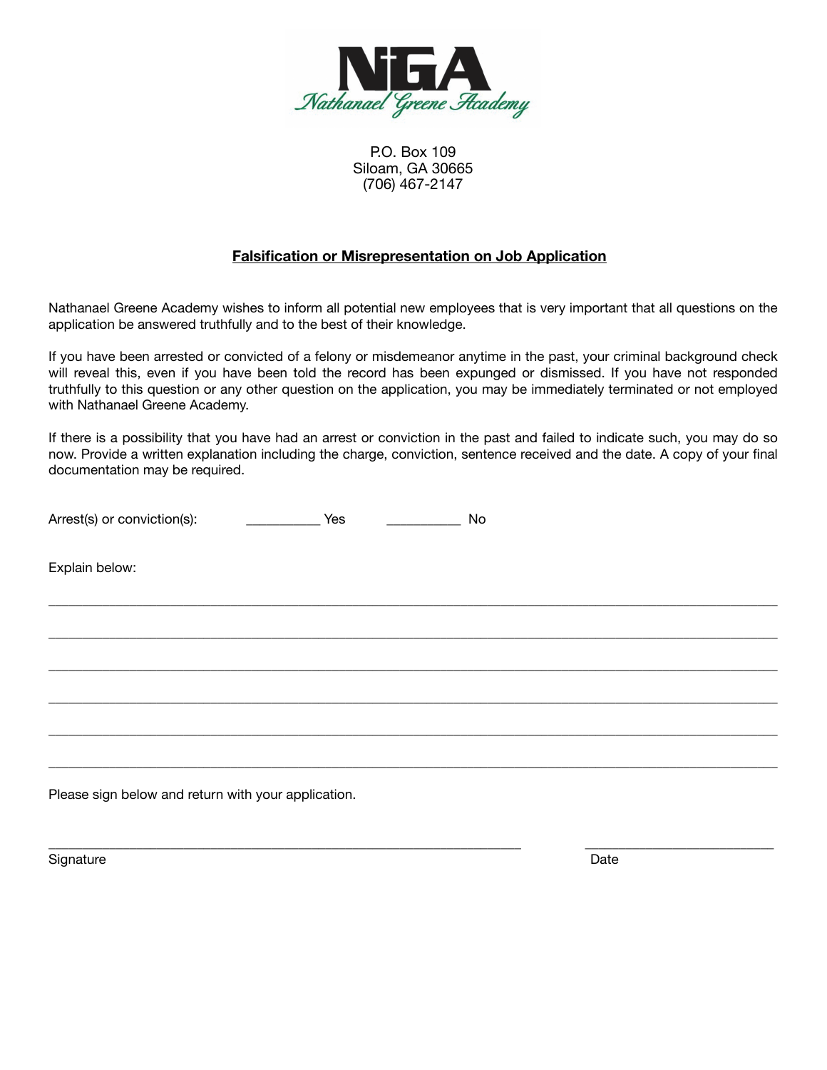**NGA**
*Nathanael Greene Academy*

P.O. Box 109
Siloam, GA 30665
(706) 467-2147

## Falsification or Misrepresentation on Job Application

Nathanael Greene Academy wishes to inform all potential new employees that is very important that all questions on the application be answered truthfully and to the best of their knowledge.

If you have been arrested or convicted of a felony or misdemeanor anytime in the past, your criminal background check will reveal this, even if you have been told the record has been expunged or dismissed. If you have not responded truthfully to this question or any other question on the application, you may be immediately terminated or not employed with Nathanael Greene Academy.

If there is a possibility that you have had an arrest or conviction in the past and failed to indicate such, you may do so now. Provide a written explanation including the charge, conviction, sentence received and the date. A copy of your final documentation may be required.

Arrest(s) or conviction(s): __________ Yes __________ No

Explain below:

______________________________________________________________________________

______________________________________________________________________________

______________________________________________________________________________

______________________________________________________________________________

______________________________________________________________________________

______________________________________________________________________________

Please sign below and return with your application.

______________________________________________ ____________________

Signature Date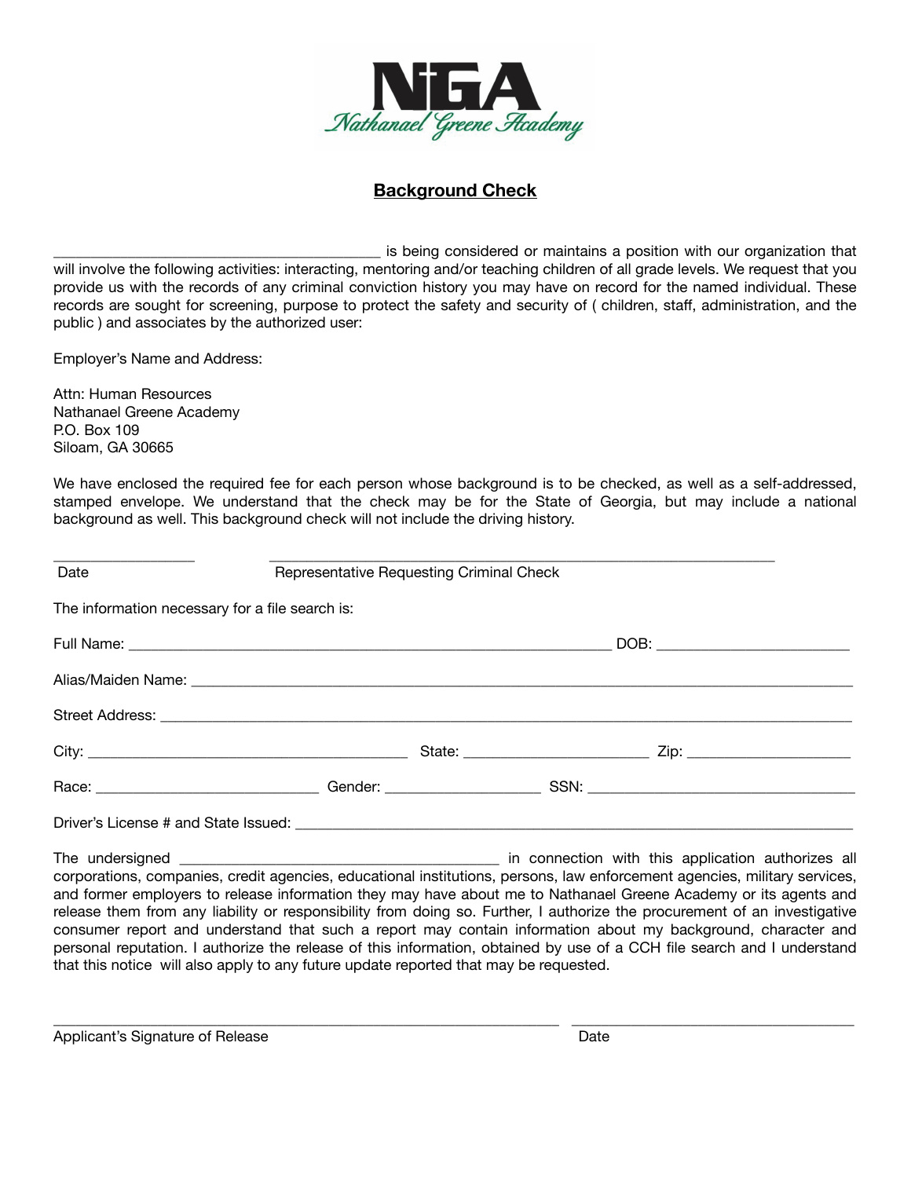NGA
Nathanael Greene Academy

## Background Check

__________________________________________ is being considered or maintains a position with our organization that will involve the following activities: interacting, mentoring and/or teaching children of all grade levels. We request that you provide us with the records of any criminal conviction history you may have on record for the named individual. These records are sought for screening, purpose to protect the safety and security of ( children, staff, administration, and the public ) and associates by the authorized user:

Employer's Name and Address:

Attn: Human Resources
Nathanael Greene Academy
P.O. Box 109
Siloam, GA 30665

We have enclosed the required fee for each person whose background is to be checked, as well as a self-addressed, stamped envelope. We understand that the check may be for the State of Georgia, but may include a national background as well. This background check will not include the driving history.

__________________ __________________________________________________________________
Date Representative Requesting Criminal Check

The information necessary for a file search is:

Full Name: ______________________________________________________________ DOB: _________________________

Alias/Maiden Name: ___________________________________________________________________________________

Street Address: _______________________________________________________________________________________

City: _________________________________________ State: _______________________ Zip: _____________________

Race: _____________________________ Gender: ____________________ SSN: __________________________________

Driver's License # and State Issued: ______________________________________________________________________

The undersigned __________________________________________ in connection with this application authorizes all corporations, companies, credit agencies, educational institutions, persons, law enforcement agencies, military services, and former employers to release information they may have about me to Nathanael Greene Academy or its agents and release them from any liability or responsibility from doing so. Further, I authorize the procurement of an investigative consumer report and understand that such a report may contain information about my background, character and personal reputation. I authorize the release of this information, obtained by use of a CCH file search and I understand that this notice will also apply to any future update reported that may be requested.

_________________________________________________________________ ____________________________________
Applicant's Signature of Release Date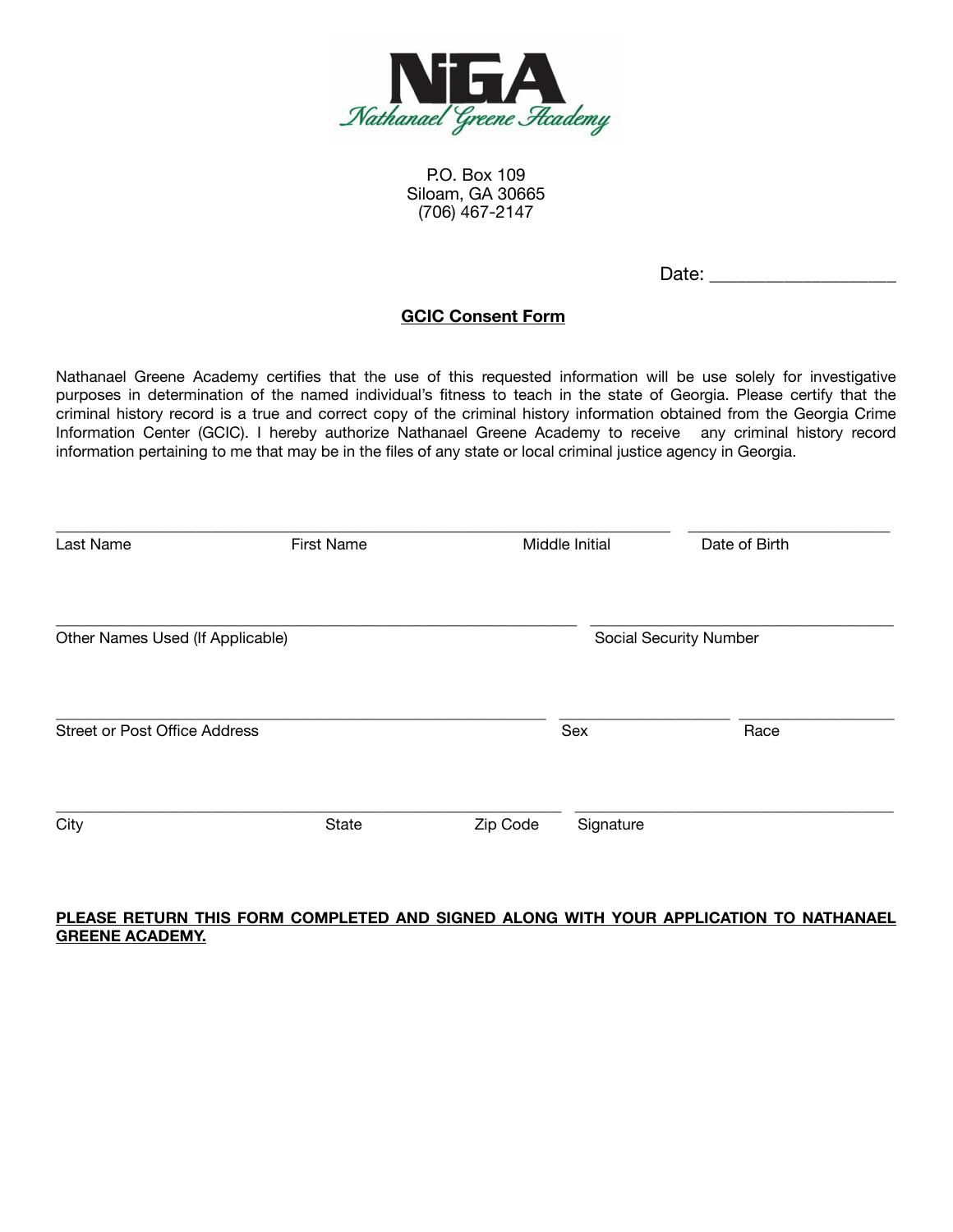**NGA**

*Nathanael Greene Academy*

P.O. Box 109
Siloam, GA 30665
(706) 467-2147

Date: ___________________

**GCIC Consent Form**

Nathanael Greene Academy certifies that the use of this requested information will be use solely for investigative purposes in determination of the named individual's fitness to teach in the state of Georgia. Please certify that the criminal history record is a true and correct copy of the criminal history information obtained from the Georgia Crime Information Center (GCIC). I hereby authorize Nathanael Greene Academy to receive any criminal history record information pertaining to me that may be in the files of any state or local criminal justice agency in Georgia.

___________________________________________________________________ ______________________

Last Name First Name Middle Initial Date of Birth

___________________________________________________________ __________________________________

Other Names Used (If Applicable) Social Security Number

_______________________________________________________ ___________________ _________________

Street or Post Office Address Sex Race

_______________________________________________________ __________________________________

City State Zip Code Signature

**PLEASE RETURN THIS FORM COMPLETED AND SIGNED ALONG WITH YOUR APPLICATION TO NATHANAEL GREENE ACADEMY.**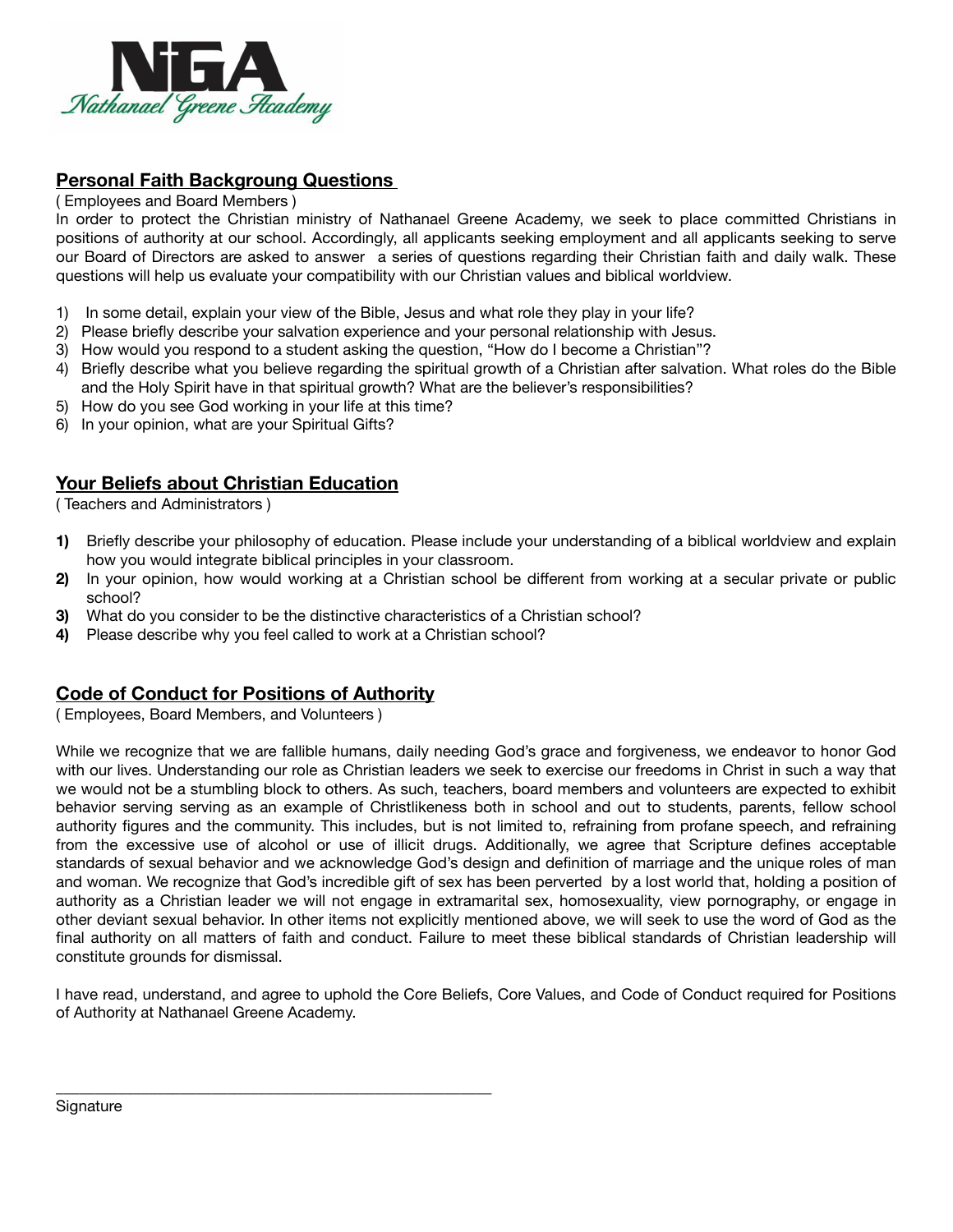## Personal Faith Backgroung Questions

( Employees and Board Members )

In order to protect the Christian ministry of Nathanael Greene Academy, we seek to place committed Christians in positions of authority at our school. Accordingly, all applicants seeking employment and all applicants seeking to serve our Board of Directors are asked to answer a series of questions regarding their Christian faith and daily walk. These questions will help us evaluate your compatibility with our Christian values and biblical worldview.

1) In some detail, explain your view of the Bible, Jesus and what role they play in your life?
2) Please briefly describe your salvation experience and your personal relationship with Jesus.
3) How would you respond to a student asking the question, "How do I become a Christian"?
4) Briefly describe what you believe regarding the spiritual growth of a Christian after salvation. What roles do the Bible and the Holy Spirit have in that spiritual growth? What are the believer's responsibilities?
5) How do you see God working in your life at this time?
6) In your opinion, what are your Spiritual Gifts?

## Your Beliefs about Christian Education

( Teachers and Administrators )

1) Briefly describe your philosophy of education. Please include your understanding of a biblical worldview and explain how you would integrate biblical principles in your classroom.
2) In your opinion, how would working at a Christian school be different from working at a secular private or public school?
3) What do you consider to be the distinctive characteristics of a Christian school?
4) Please describe why you feel called to work at a Christian school?

## Code of Conduct for Positions of Authority

( Employees, Board Members, and Volunteers )

While we recognize that we are fallible humans, daily needing God's grace and forgiveness, we endeavor to honor God with our lives. Understanding our role as Christian leaders we seek to exercise our freedoms in Christ in such a way that we would not be a stumbling block to others. As such, teachers, board members and volunteers are expected to exhibit behavior serving serving as an example of Christlikeness both in school and out to students, parents, fellow school authority figures and the community. This includes, but is not limited to, refraining from profane speech, and refraining from the excessive use of alcohol or use of illicit drugs. Additionally, we agree that Scripture defines acceptable standards of sexual behavior and we acknowledge God's design and definition of marriage and the unique roles of man and woman. We recognize that God's incredible gift of sex has been perverted by a lost world that, holding a position of authority as a Christian leader we will not engage in extramarital sex, homosexuality, view pornography, or engage in other deviant sexual behavior. In other items not explicitly mentioned above, we will seek to use the word of God as the final authority on all matters of faith and conduct. Failure to meet these biblical standards of Christian leadership will constitute grounds for dismissal.

I have read, understand, and agree to uphold the Core Beliefs, Core Values, and Code of Conduct required for Positions of Authority at Nathanael Greene Academy.

\_\_\_\_\_\_\_\_\_\_\_\_\_\_\_\_\_\_\_\_\_\_\_\_\_\_\_\_\_\_\_\_\_\_\_\_\_\_\_\_\_\_\_\_\_\_\_\_\_\_\_\_

Signature